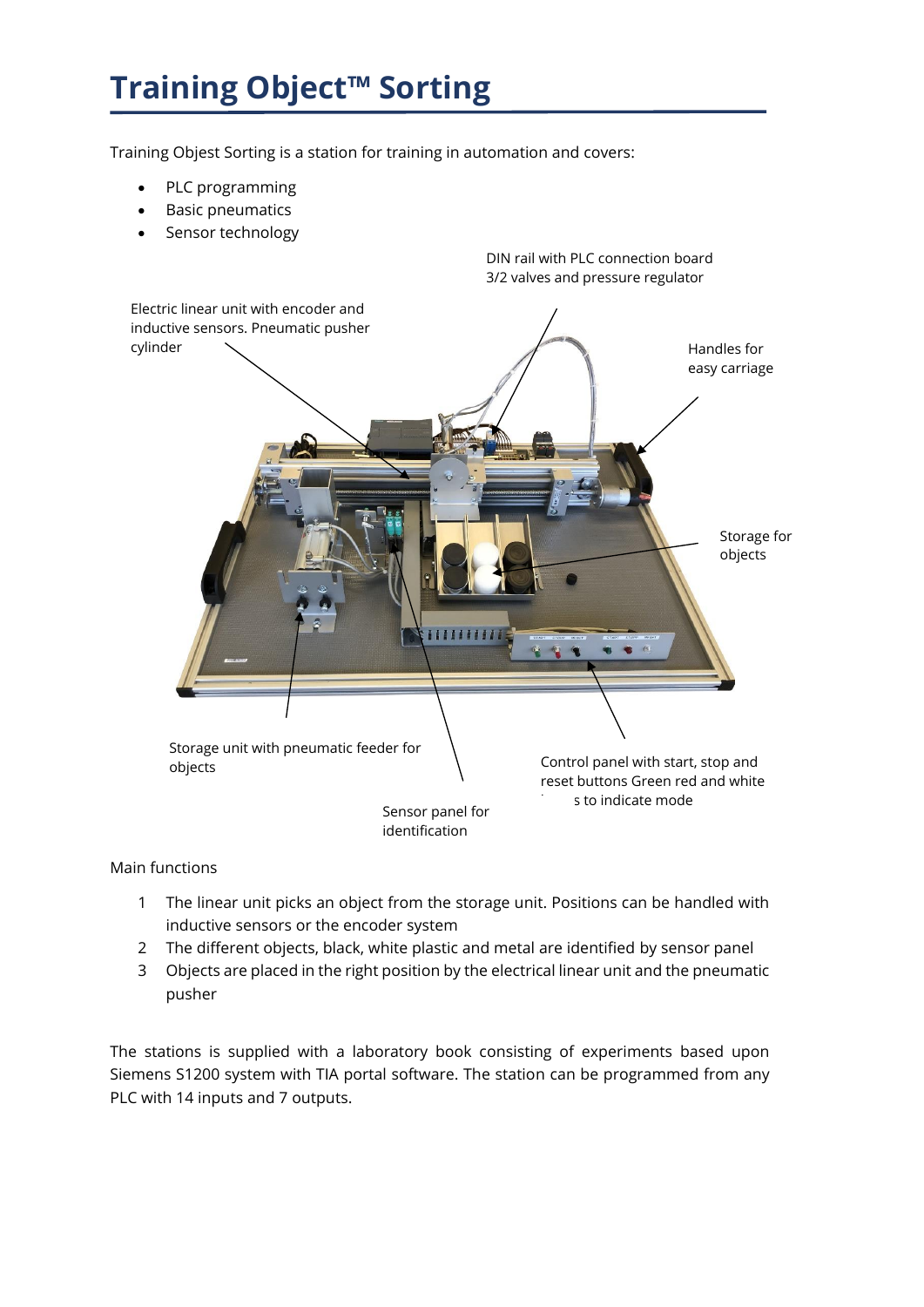# Training Object™ Sorting

Training Objest Sorting is a station for training in automation and covers:

- PLC programming
- Basic pneumatics
- Sensor technology

DIN rail with PLC connection board 3/2 valves and pressure regulator

Electric linear unit with encoder and inductive sensors. Pneumatic pusher cylinder

Handles for easy carriage

Storage for objects

Storage unit with pneumatic feeder for objects

Control panel with start, stop and reset buttons Green red and white s to indicate mode

Sensor panel for identification

Main functions

1. The linear unit picks an object from the storage unit. Positions can be handled with inductive sensors or the encoder system
2. The different objects, black, white plastic and metal are identified by sensor panel
3. Objects are placed in the right position by the electrical linear unit and the pneumatic pusher

The stations is supplied with a laboratory book consisting of experiments based upon Siemens S1200 system with TIA portal software. The station can be programmed from any PLC with 14 inputs and 7 outputs.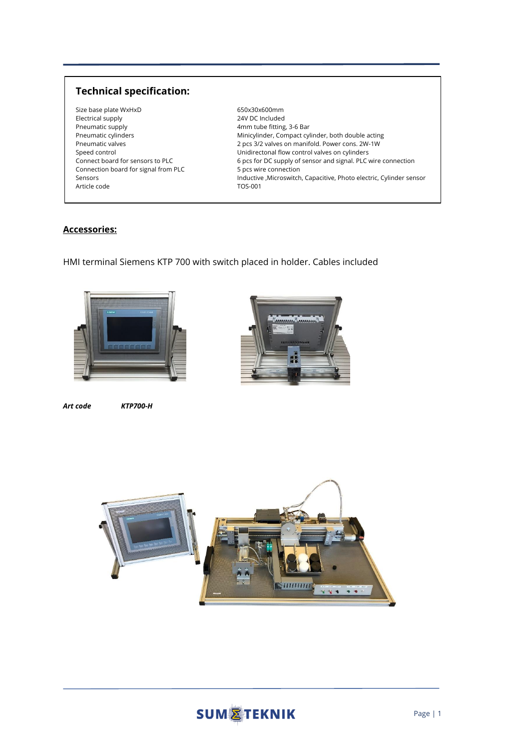## Technical specification:

| | |
|---|---|
| Size base plate WxHxD | 650x30x600mm |
| Electrical supply | 24V DC Included |
| Pneumatic supply | 4mm tube fitting, 3-6 Bar |
| Pneumatic cylinders | Minicylinder, Compact cylinder, both double acting |
| Pneumatic valves | 2 pcs 3/2 valves on manifold. Power cons. 2W-1W |
| Speed control | Unidirectonal flow control valves on cylinders |
| Connect board for sensors to PLC | 6 pcs for DC supply of sensor and signal. PLC wire connection |
| Connection board for signal from PLC | 5 pcs wire connection |
| Sensors | Inductive ,Microswitch, Capacitive, Photo electric, Cylinder sensor |
| Article code | TOS-001 |

## Accessories:

HMI terminal Siemens KTP 700 with switch placed in holder. Cables included

***Art code*** ***KTP700-H***